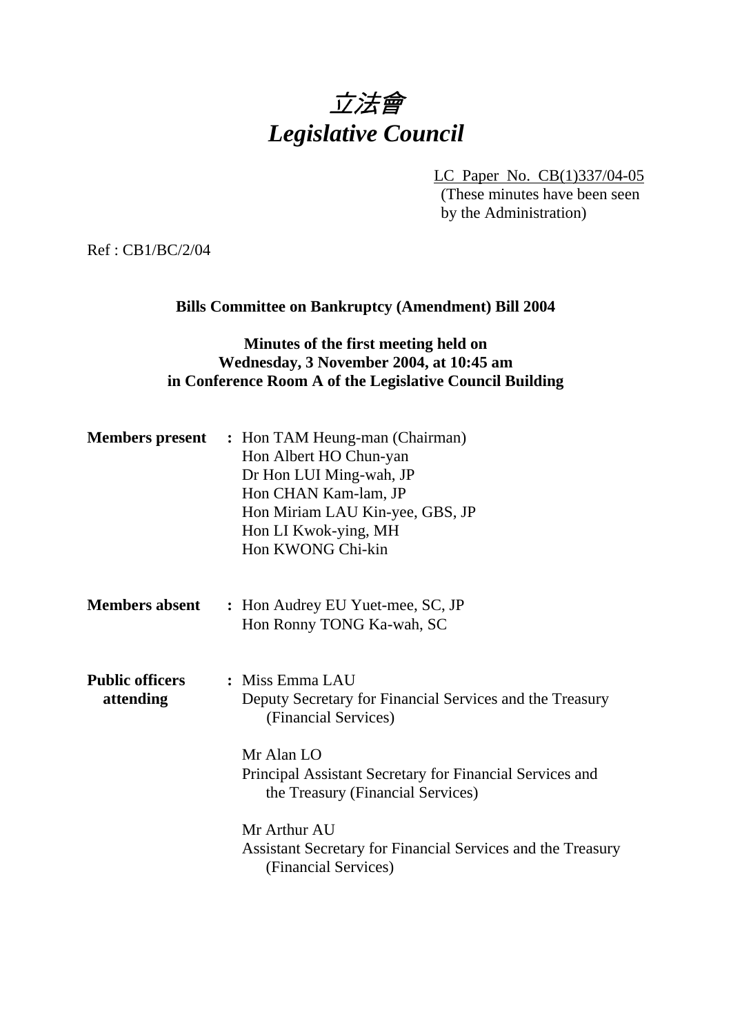# *立法會*
# *Legislative Council*

LC Paper No. CB(1)337/04-05
(These minutes have been seen by the Administration)

Ref : CB1/BC/2/04

**Bills Committee on Bankruptcy (Amendment) Bill 2004**

**Minutes of the first meeting held on Wednesday, 3 November 2004, at 10:45 am in Conference Room A of the Legislative Council Building**

**Members present** : Hon TAM Heung-man (Chairman)
Hon Albert HO Chun-yan
Dr Hon LUI Ming-wah, JP
Hon CHAN Kam-lam, JP
Hon Miriam LAU Kin-yee, GBS, JP
Hon LI Kwok-ying, MH
Hon KWONG Chi-kin

**Members absent** : Hon Audrey EU Yuet-mee, SC, JP
Hon Ronny TONG Ka-wah, SC

**Public officers attending** : Miss Emma LAU
Deputy Secretary for Financial Services and the Treasury (Financial Services)

Mr Alan LO
Principal Assistant Secretary for Financial Services and the Treasury (Financial Services)

Mr Arthur AU
Assistant Secretary for Financial Services and the Treasury (Financial Services)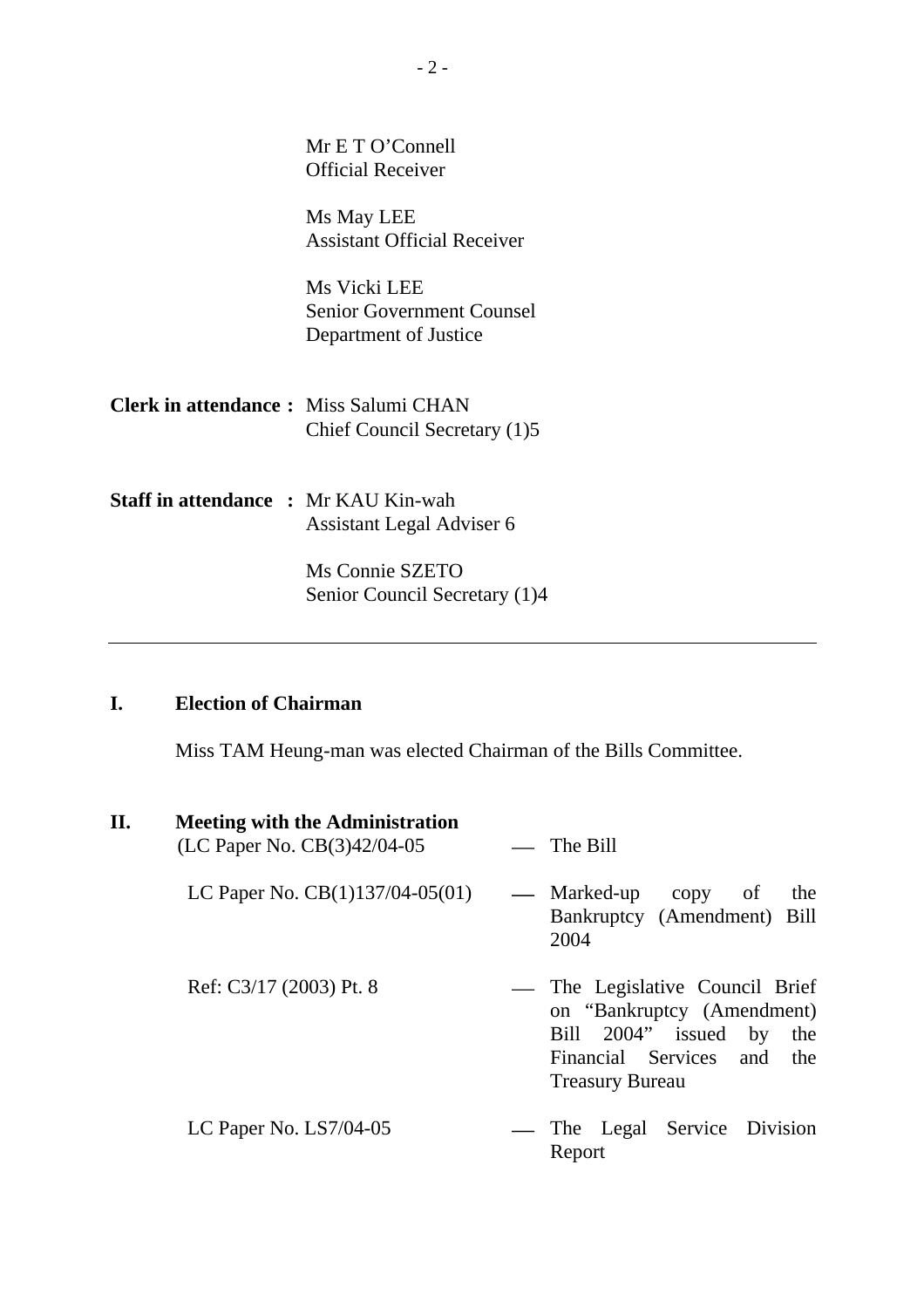Mr E T O'Connell
Official Receiver

Ms May LEE
Assistant Official Receiver

Ms Vicki LEE
Senior Government Counsel
Department of Justice

**Clerk in attendance :** Miss Salumi CHAN
Chief Council Secretary (1)5

**Staff in attendance :** Mr KAU Kin-wah
Assistant Legal Adviser 6

Ms Connie SZETO
Senior Council Secretary (1)4

---

## I. Election of Chairman

Miss TAM Heung-man was elected Chairman of the Bills Committee.

## II. Meeting with the Administration

(LC Paper No. CB(3)42/04-05 — The Bill

LC Paper No. CB(1)137/04-05(01) — Marked-up copy of the Bankruptcy (Amendment) Bill 2004

Ref: C3/17 (2003) Pt. 8 — The Legislative Council Brief on "Bankruptcy (Amendment) Bill 2004" issued by the Financial Services and the Treasury Bureau

LC Paper No. LS7/04-05 — The Legal Service Division Report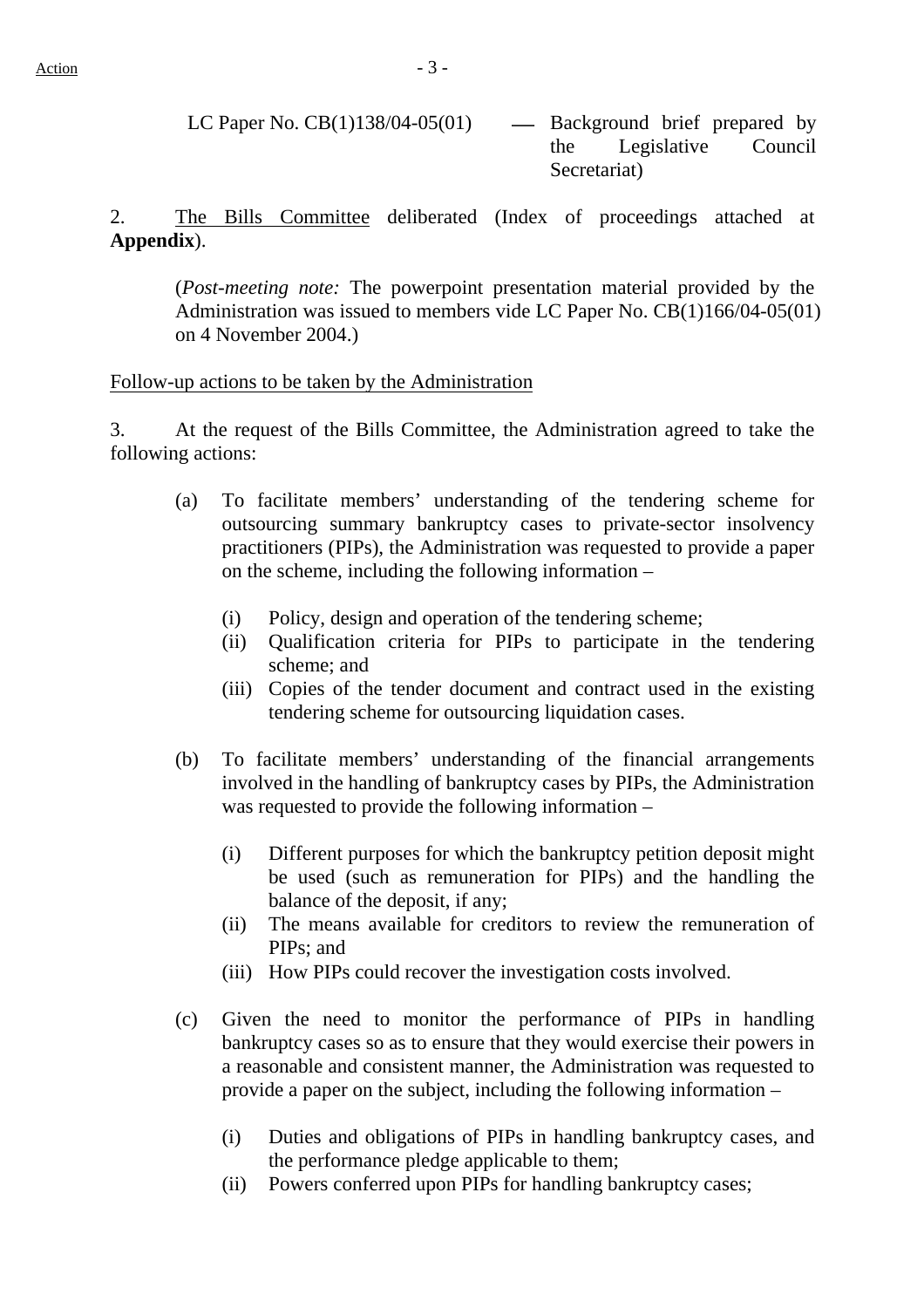LC Paper No. CB(1)138/04-05(01) — Background brief prepared by the Legislative Council Secretariat)

2. The Bills Committee deliberated (Index of proceedings attached at **Appendix**).

(*Post-meeting note:* The powerpoint presentation material provided by the Administration was issued to members vide LC Paper No. CB(1)166/04-05(01) on 4 November 2004.)

Follow-up actions to be taken by the Administration

3. At the request of the Bills Committee, the Administration agreed to take the following actions:

(a) To facilitate members' understanding of the tendering scheme for outsourcing summary bankruptcy cases to private-sector insolvency practitioners (PIPs), the Administration was requested to provide a paper on the scheme, including the following information –

  (i) Policy, design and operation of the tendering scheme;
  (ii) Qualification criteria for PIPs to participate in the tendering scheme; and
  (iii) Copies of the tender document and contract used in the existing tendering scheme for outsourcing liquidation cases.

(b) To facilitate members' understanding of the financial arrangements involved in the handling of bankruptcy cases by PIPs, the Administration was requested to provide the following information –

  (i) Different purposes for which the bankruptcy petition deposit might be used (such as remuneration for PIPs) and the handling the balance of the deposit, if any;
  (ii) The means available for creditors to review the remuneration of PIPs; and
  (iii) How PIPs could recover the investigation costs involved.

(c) Given the need to monitor the performance of PIPs in handling bankruptcy cases so as to ensure that they would exercise their powers in a reasonable and consistent manner, the Administration was requested to provide a paper on the subject, including the following information –

  (i) Duties and obligations of PIPs in handling bankruptcy cases, and the performance pledge applicable to them;
  (ii) Powers conferred upon PIPs for handling bankruptcy cases;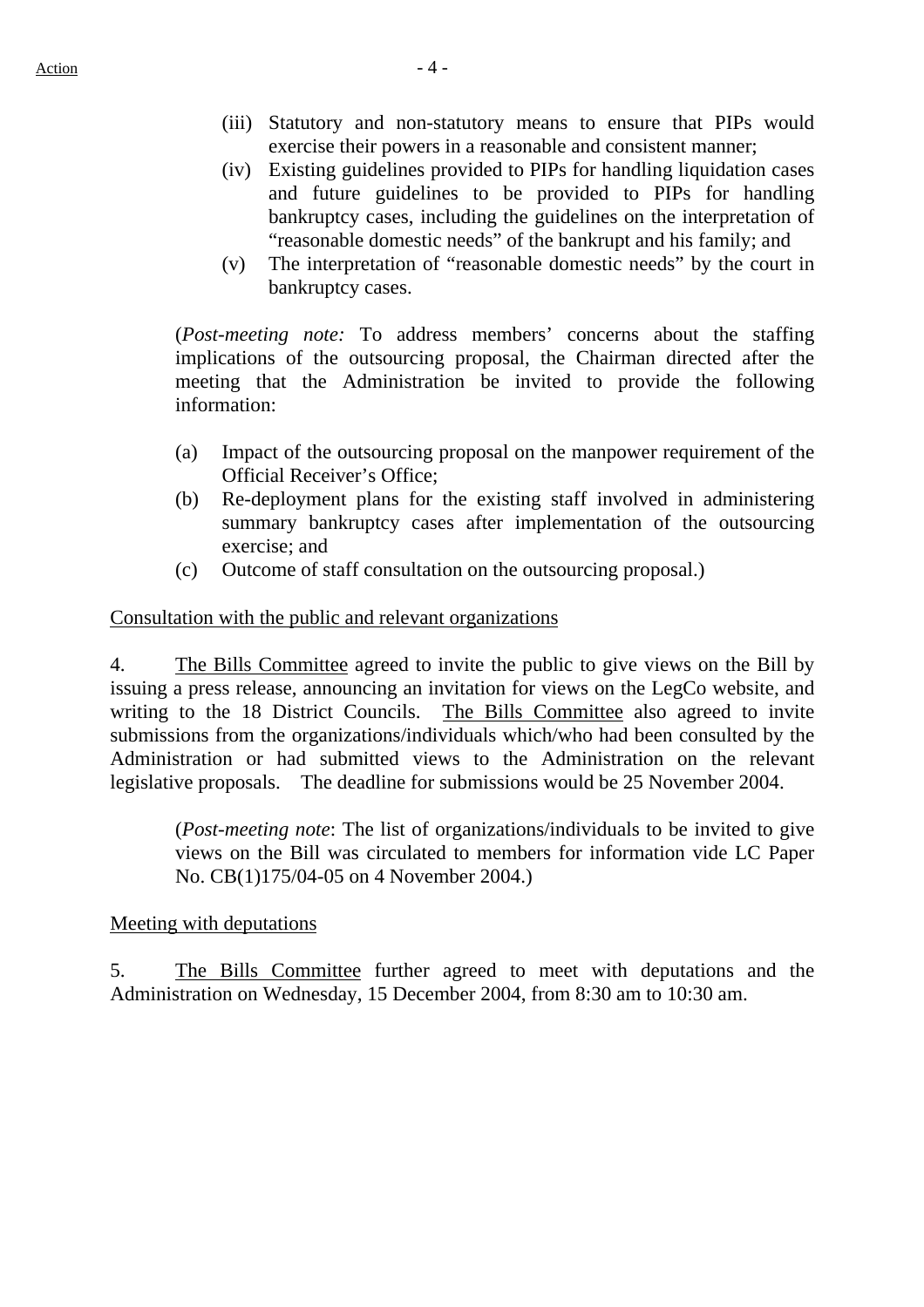(iii) Statutory and non-statutory means to ensure that PIPs would exercise their powers in a reasonable and consistent manner;

(iv) Existing guidelines provided to PIPs for handling liquidation cases and future guidelines to be provided to PIPs for handling bankruptcy cases, including the guidelines on the interpretation of "reasonable domestic needs" of the bankrupt and his family; and

(v) The interpretation of "reasonable domestic needs" by the court in bankruptcy cases.

(*Post-meeting note:* To address members' concerns about the staffing implications of the outsourcing proposal, the Chairman directed after the meeting that the Administration be invited to provide the following information:

(a) Impact of the outsourcing proposal on the manpower requirement of the Official Receiver's Office;

(b) Re-deployment plans for the existing staff involved in administering summary bankruptcy cases after implementation of the outsourcing exercise; and

(c) Outcome of staff consultation on the outsourcing proposal.)

Consultation with the public and relevant organizations

4. The Bills Committee agreed to invite the public to give views on the Bill by issuing a press release, announcing an invitation for views on the LegCo website, and writing to the 18 District Councils. The Bills Committee also agreed to invite submissions from the organizations/individuals which/who had been consulted by the Administration or had submitted views to the Administration on the relevant legislative proposals. The deadline for submissions would be 25 November 2004.

(*Post-meeting note*: The list of organizations/individuals to be invited to give views on the Bill was circulated to members for information vide LC Paper No. CB(1)175/04-05 on 4 November 2004.)

Meeting with deputations

5. The Bills Committee further agreed to meet with deputations and the Administration on Wednesday, 15 December 2004, from 8:30 am to 10:30 am.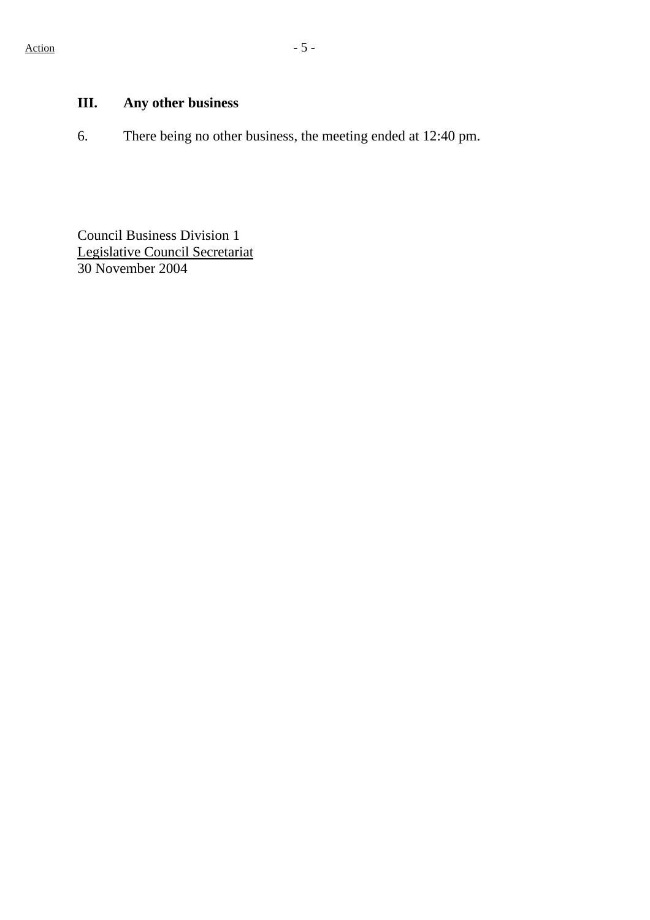Action

### III. Any other business

6. There being no other business, the meeting ended at 12:40 pm.

Council Business Division 1
Legislative Council Secretariat
30 November 2004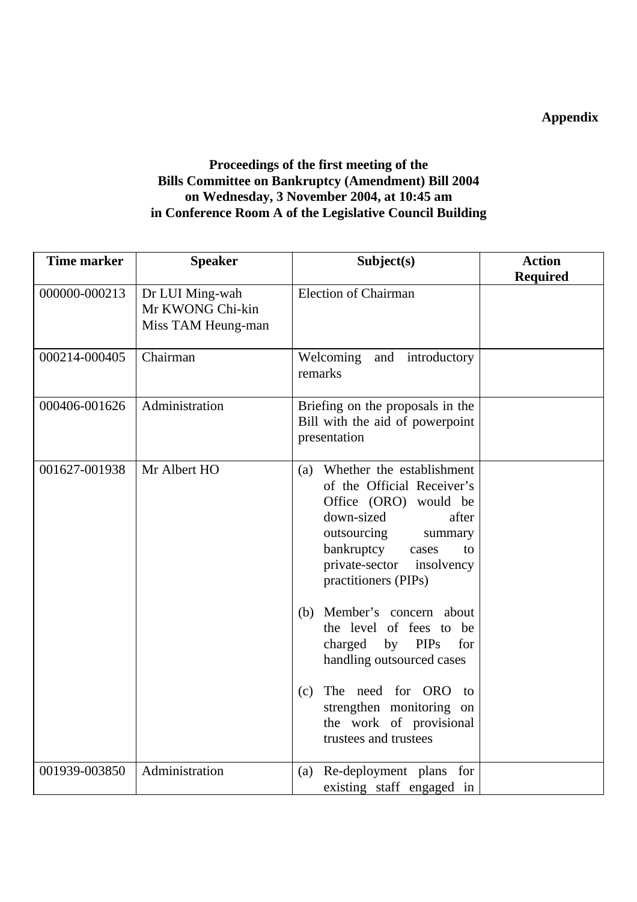**Appendix**

**Proceedings of the first meeting of the Bills Committee on Bankruptcy (Amendment) Bill 2004 on Wednesday, 3 November 2004, at 10:45 am in Conference Room A of the Legislative Council Building**

| Time marker | Speaker | Subject(s) | Action Required |
|---|---|---|---|
| 000000-000213 | Dr LUI Ming-wah<br>Mr KWONG Chi-kin<br>Miss TAM Heung-man | Election of Chairman | |
| 000214-000405 | Chairman | Welcoming and introductory remarks | |
| 000406-001626 | Administration | Briefing on the proposals in the Bill with the aid of powerpoint presentation | |
| 001627-001938 | Mr Albert HO | (a) Whether the establishment of the Official Receiver's Office (ORO) would be down-sized after outsourcing summary bankruptcy cases to private-sector insolvency practitioners (PIPs)<br><br>(b) Member's concern about the level of fees to be charged by PIPs for handling outsourced cases<br><br>(c) The need for ORO to strengthen monitoring on the work of provisional trustees and trustees | |
| 001939-003850 | Administration | (a) Re-deployment plans for existing staff engaged in | |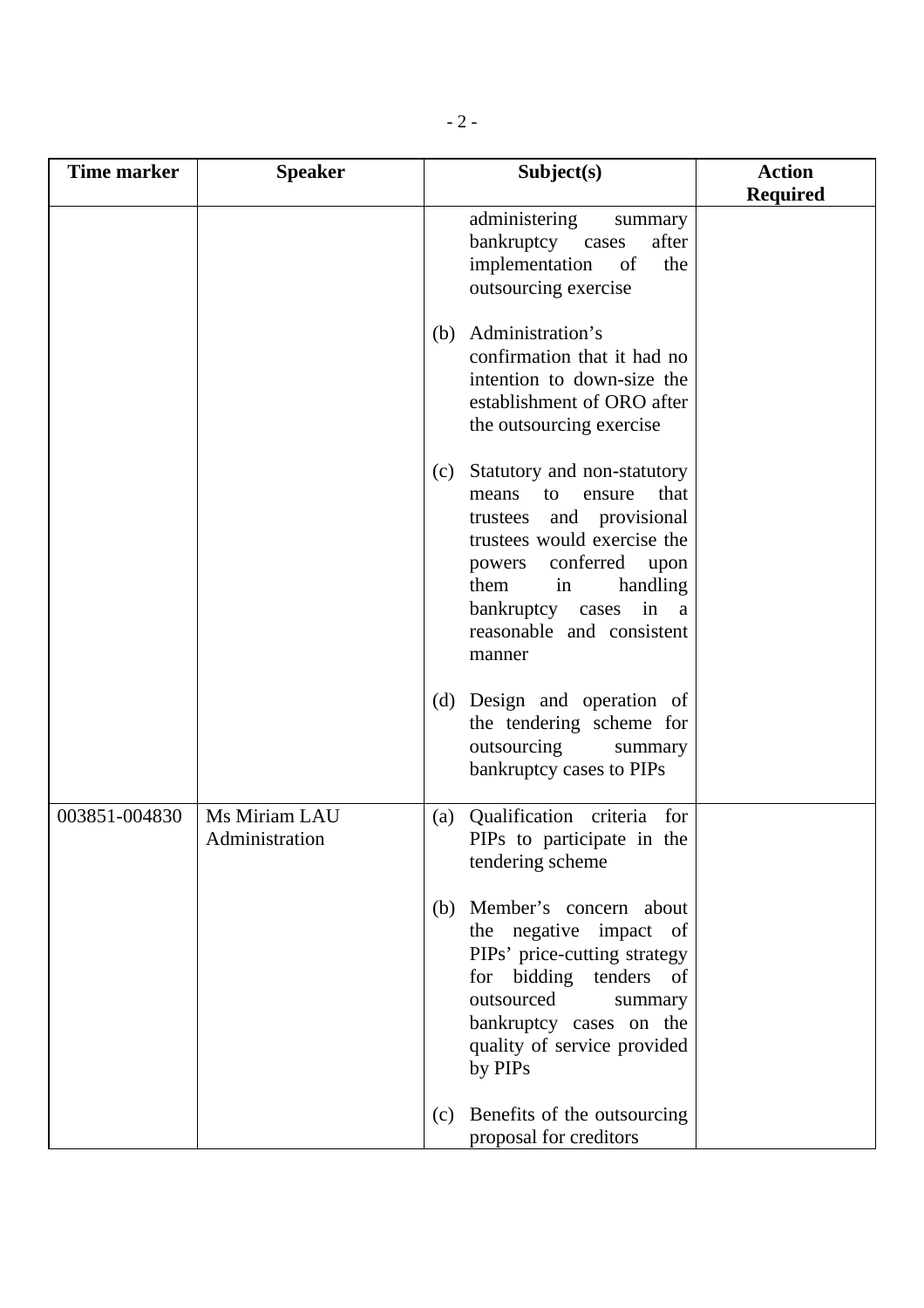| Time marker | Speaker | Subject(s) | Action Required |
|---|---|---|---|
| | | administering summary bankruptcy cases after implementation of the outsourcing exercise<br><br>(b) Administration's confirmation that it had no intention to down-size the establishment of ORO after the outsourcing exercise<br><br>(c) Statutory and non-statutory means to ensure that trustees and provisional trustees would exercise the powers conferred upon them in handling bankruptcy cases in a reasonable and consistent manner<br><br>(d) Design and operation of the tendering scheme for outsourcing summary bankruptcy cases to PIPs | |
| 003851-004830 | Ms Miriam LAU<br>Administration | (a) Qualification criteria for PIPs to participate in the tendering scheme<br><br>(b) Member's concern about the negative impact of PIPs' price-cutting strategy for bidding tenders of outsourced summary bankruptcy cases on the quality of service provided by PIPs<br><br>(c) Benefits of the outsourcing proposal for creditors | |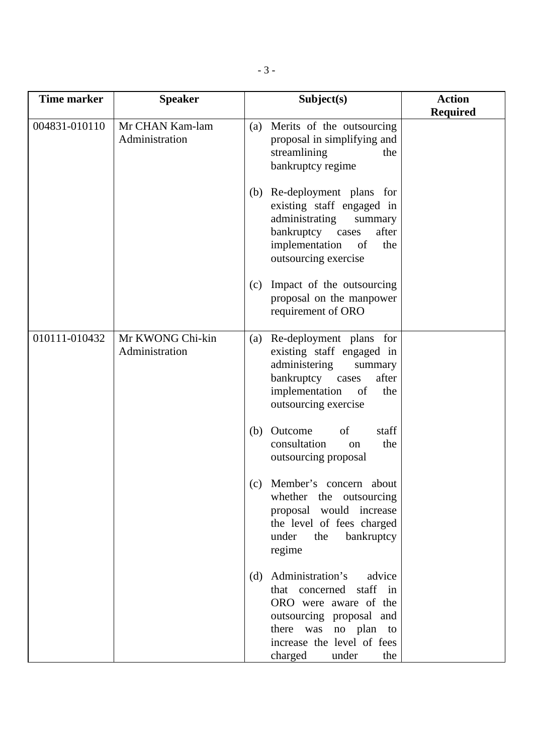| Time marker | Speaker | Subject(s) | Action Required |
|---|---|---|---|
| 004831-010110 | Mr CHAN Kam-lam<br>Administration | (a) Merits of the outsourcing proposal in simplifying and streamlining the bankruptcy regime<br><br>(b) Re-deployment plans for existing staff engaged in administrating summary bankruptcy cases after implementation of the outsourcing exercise<br><br>(c) Impact of the outsourcing proposal on the manpower requirement of ORO | |
| 010111-010432 | Mr KWONG Chi-kin<br>Administration | (a) Re-deployment plans for existing staff engaged in administering summary bankruptcy cases after implementation of the outsourcing exercise<br><br>(b) Outcome of staff consultation on the outsourcing proposal<br><br>(c) Member's concern about whether the outsourcing proposal would increase the level of fees charged under the bankruptcy regime<br><br>(d) Administration's advice that concerned staff in ORO were aware of the outsourcing proposal and there was no plan to increase the level of fees charged under the | |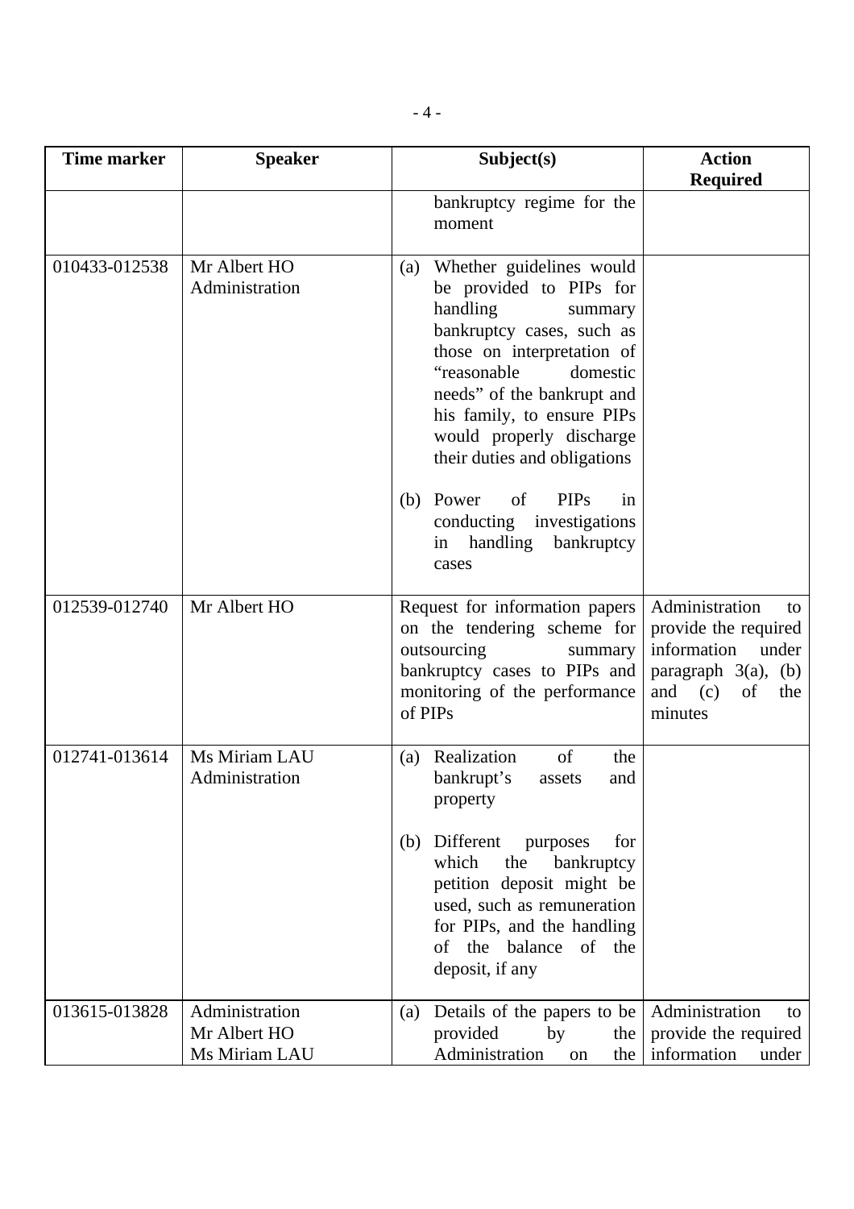| Time marker | Speaker | Subject(s) | Action Required |
|---|---|---|---|
| | | bankruptcy regime for the moment | |
| 010433-012538 | Mr Albert HO<br>Administration | (a) Whether guidelines would be provided to PIPs for handling summary bankruptcy cases, such as those on interpretation of "reasonable domestic needs" of the bankrupt and his family, to ensure PIPs would properly discharge their duties and obligations<br><br>(b) Power of PIPs in conducting investigations in handling bankruptcy cases | |
| 012539-012740 | Mr Albert HO | Request for information papers on the tendering scheme for outsourcing summary bankruptcy cases to PIPs and monitoring of the performance of PIPs | Administration to provide the required information under paragraph 3(a), (b) and (c) of the minutes |
| 012741-013614 | Ms Miriam LAU<br>Administration | (a) Realization of the bankrupt's assets and property<br><br>(b) Different purposes for which the bankruptcy petition deposit might be used, such as remuneration for PIPs, and the handling of the balance of the deposit, if any | |
| 013615-013828 | Administration<br>Mr Albert HO<br>Ms Miriam LAU | (a) Details of the papers to be provided by the Administration on the | Administration to provide the required information under |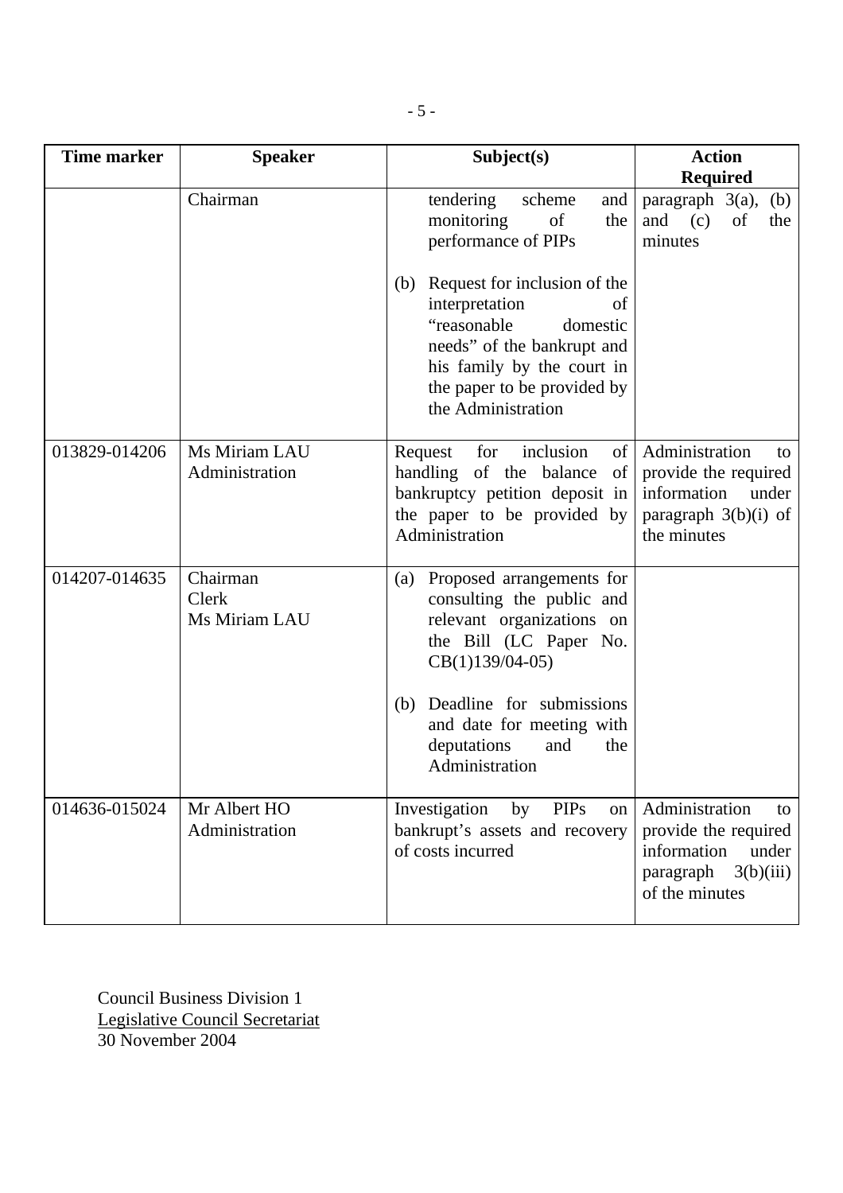| Time marker | Speaker | Subject(s) | Action Required |
|---|---|---|---|
| | Chairman | tendering scheme and monitoring of the performance of PIPs<br><br>(b) Request for inclusion of the interpretation of "reasonable domestic needs" of the bankrupt and his family by the court in the paper to be provided by the Administration | paragraph 3(a), (b) and (c) of the minutes |
| 013829-014206 | Ms Miriam LAU<br>Administration | Request for inclusion of handling of the balance of bankruptcy petition deposit in the paper to be provided by Administration | Administration to provide the required information under paragraph 3(b)(i) of the minutes |
| 014207-014635 | Chairman<br>Clerk<br>Ms Miriam LAU | (a) Proposed arrangements for consulting the public and relevant organizations on the Bill (LC Paper No. CB(1)139/04-05)<br><br>(b) Deadline for submissions and date for meeting with deputations and the Administration | |
| 014636-015024 | Mr Albert HO<br>Administration | Investigation by PIPs on bankrupt's assets and recovery of costs incurred | Administration to provide the required information under paragraph 3(b)(iii) of the minutes |

Council Business Division 1
Legislative Council Secretariat
30 November 2004